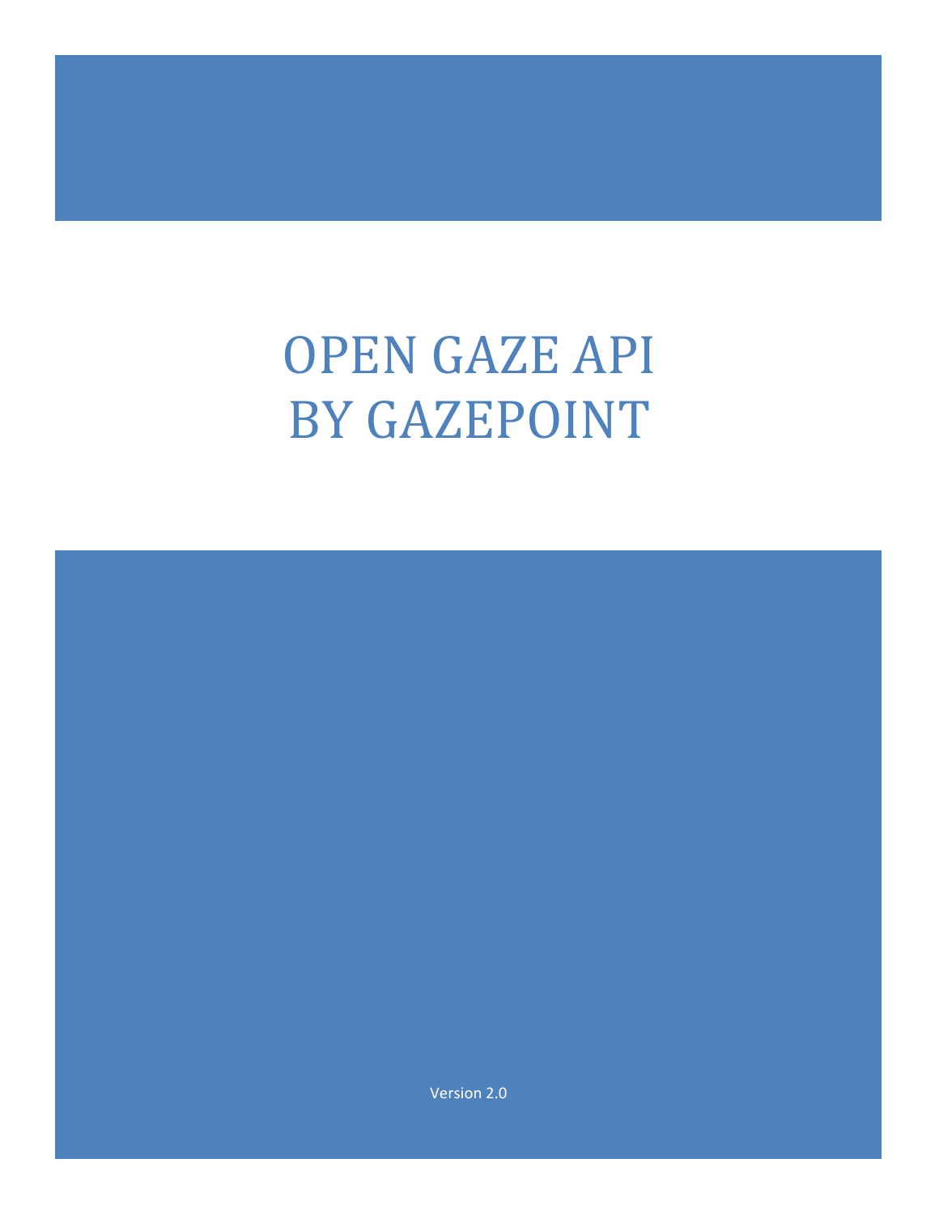# OPEN GAZE API
# BY GAZEPOINT

Version 2.0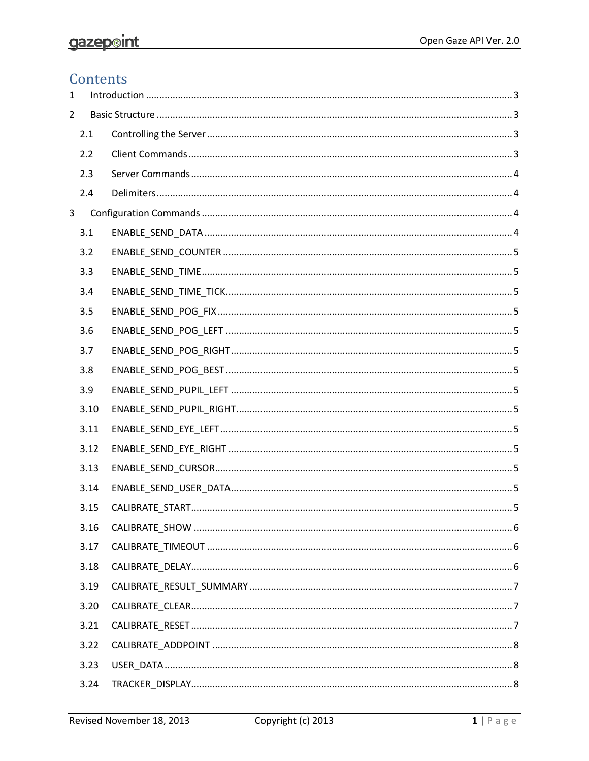# Contents

1 Introduction ........ 3

2 Basic Structure ........ 3

- 2.1 Controlling the Server ........ 3
- 2.2 Client Commands ........ 3
- 2.3 Server Commands ........ 4
- 2.4 Delimiters ........ 4

3 Configuration Commands ........ 4

- 3.1 ENABLE_SEND_DATA ........ 4
- 3.2 ENABLE_SEND_COUNTER ........ 5
- 3.3 ENABLE_SEND_TIME ........ 5
- 3.4 ENABLE_SEND_TIME_TICK ........ 5
- 3.5 ENABLE_SEND_POG_FIX ........ 5
- 3.6 ENABLE_SEND_POG_LEFT ........ 5
- 3.7 ENABLE_SEND_POG_RIGHT ........ 5
- 3.8 ENABLE_SEND_POG_BEST ........ 5
- 3.9 ENABLE_SEND_PUPIL_LEFT ........ 5
- 3.10 ENABLE_SEND_PUPIL_RIGHT ........ 5
- 3.11 ENABLE_SEND_EYE_LEFT ........ 5
- 3.12 ENABLE_SEND_EYE_RIGHT ........ 5
- 3.13 ENABLE_SEND_CURSOR ........ 5
- 3.14 ENABLE_SEND_USER_DATA ........ 5
- 3.15 CALIBRATE_START ........ 5
- 3.16 CALIBRATE_SHOW ........ 6
- 3.17 CALIBRATE_TIMEOUT ........ 6
- 3.18 CALIBRATE_DELAY ........ 6
- 3.19 CALIBRATE_RESULT_SUMMARY ........ 7
- 3.20 CALIBRATE_CLEAR ........ 7
- 3.21 CALIBRATE_RESET ........ 7
- 3.22 CALIBRATE_ADDPOINT ........ 8
- 3.23 USER_DATA ........ 8
- 3.24 TRACKER_DISPLAY ........ 8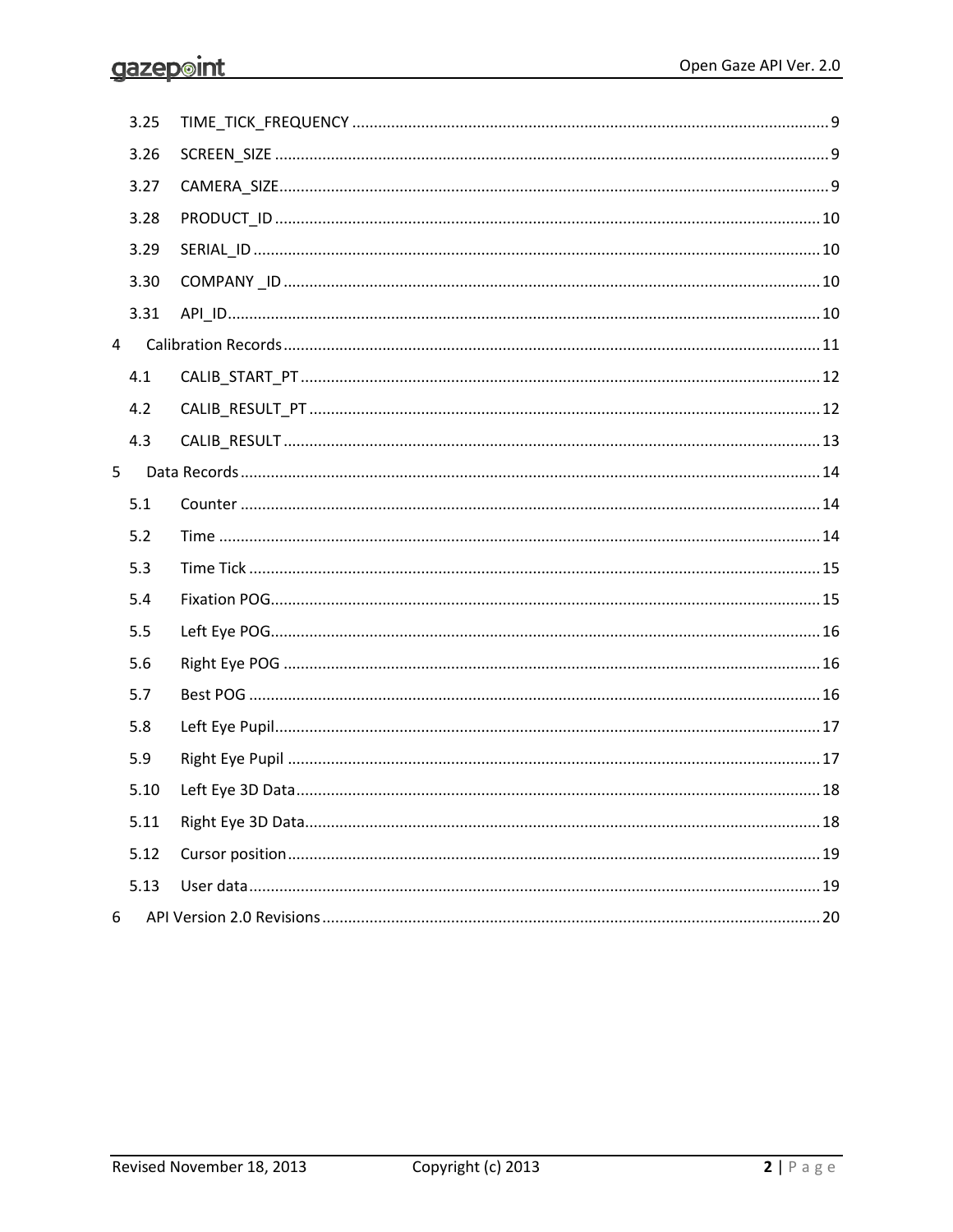3.25 TIME_TICK_FREQUENCY ... 9

3.26 SCREEN_SIZE ... 9

3.27 CAMERA_SIZE ... 9

3.28 PRODUCT_ID ... 10

3.29 SERIAL_ID ... 10

3.30 COMPANY _ID ... 10

3.31 API_ID ... 10

4 Calibration Records ... 11

4.1 CALIB_START_PT ... 12

4.2 CALIB_RESULT_PT ... 12

4.3 CALIB_RESULT ... 13

5 Data Records ... 14

5.1 Counter ... 14

5.2 Time ... 14

5.3 Time Tick ... 15

5.4 Fixation POG ... 15

5.5 Left Eye POG ... 16

5.6 Right Eye POG ... 16

5.7 Best POG ... 16

5.8 Left Eye Pupil ... 17

5.9 Right Eye Pupil ... 17

5.10 Left Eye 3D Data ... 18

5.11 Right Eye 3D Data ... 18

5.12 Cursor position ... 19

5.13 User data ... 19

6 API Version 2.0 Revisions ... 20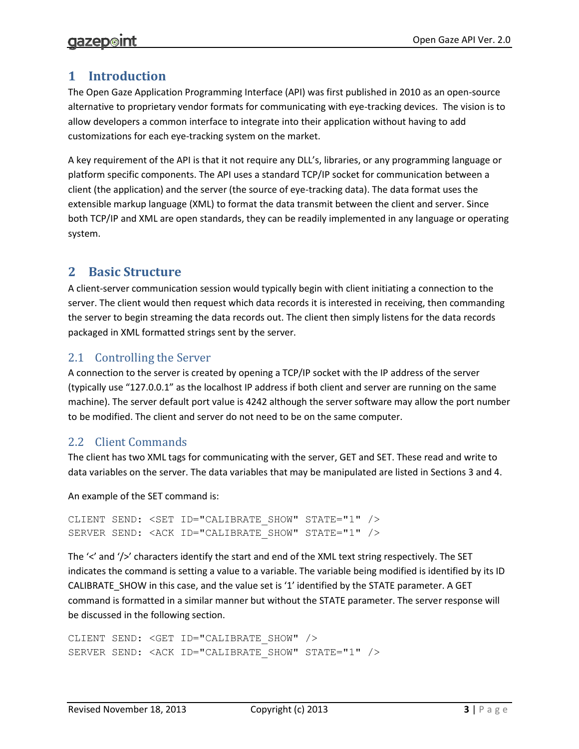# 1 Introduction

The Open Gaze Application Programming Interface (API) was first published in 2010 as an open-source alternative to proprietary vendor formats for communicating with eye-tracking devices. The vision is to allow developers a common interface to integrate into their application without having to add customizations for each eye-tracking system on the market.

A key requirement of the API is that it not require any DLL's, libraries, or any programming language or platform specific components. The API uses a standard TCP/IP socket for communication between a client (the application) and the server (the source of eye-tracking data). The data format uses the extensible markup language (XML) to format the data transmit between the client and server. Since both TCP/IP and XML are open standards, they can be readily implemented in any language or operating system.

# 2 Basic Structure

A client-server communication session would typically begin with client initiating a connection to the server. The client would then request which data records it is interested in receiving, then commanding the server to begin streaming the data records out. The client then simply listens for the data records packaged in XML formatted strings sent by the server.

## 2.1 Controlling the Server

A connection to the server is created by opening a TCP/IP socket with the IP address of the server (typically use "127.0.0.1" as the localhost IP address if both client and server are running on the same machine). The server default port value is 4242 although the server software may allow the port number to be modified. The client and server do not need to be on the same computer.

## 2.2 Client Commands

The client has two XML tags for communicating with the server, GET and SET. These read and write to data variables on the server. The data variables that may be manipulated are listed in Sections 3 and 4.

An example of the SET command is:

```
CLIENT SEND: <SET ID="CALIBRATE_SHOW" STATE="1" />
SERVER SEND: <ACK ID="CALIBRATE_SHOW" STATE="1" />
```

The '<' and '/>' characters identify the start and end of the XML text string respectively. The SET indicates the command is setting a value to a variable. The variable being modified is identified by its ID CALIBRATE_SHOW in this case, and the value set is '1' identified by the STATE parameter. A GET command is formatted in a similar manner but without the STATE parameter. The server response will be discussed in the following section.

```
CLIENT SEND: <GET ID="CALIBRATE_SHOW" />
SERVER SEND: <ACK ID="CALIBRATE_SHOW" STATE="1" />
```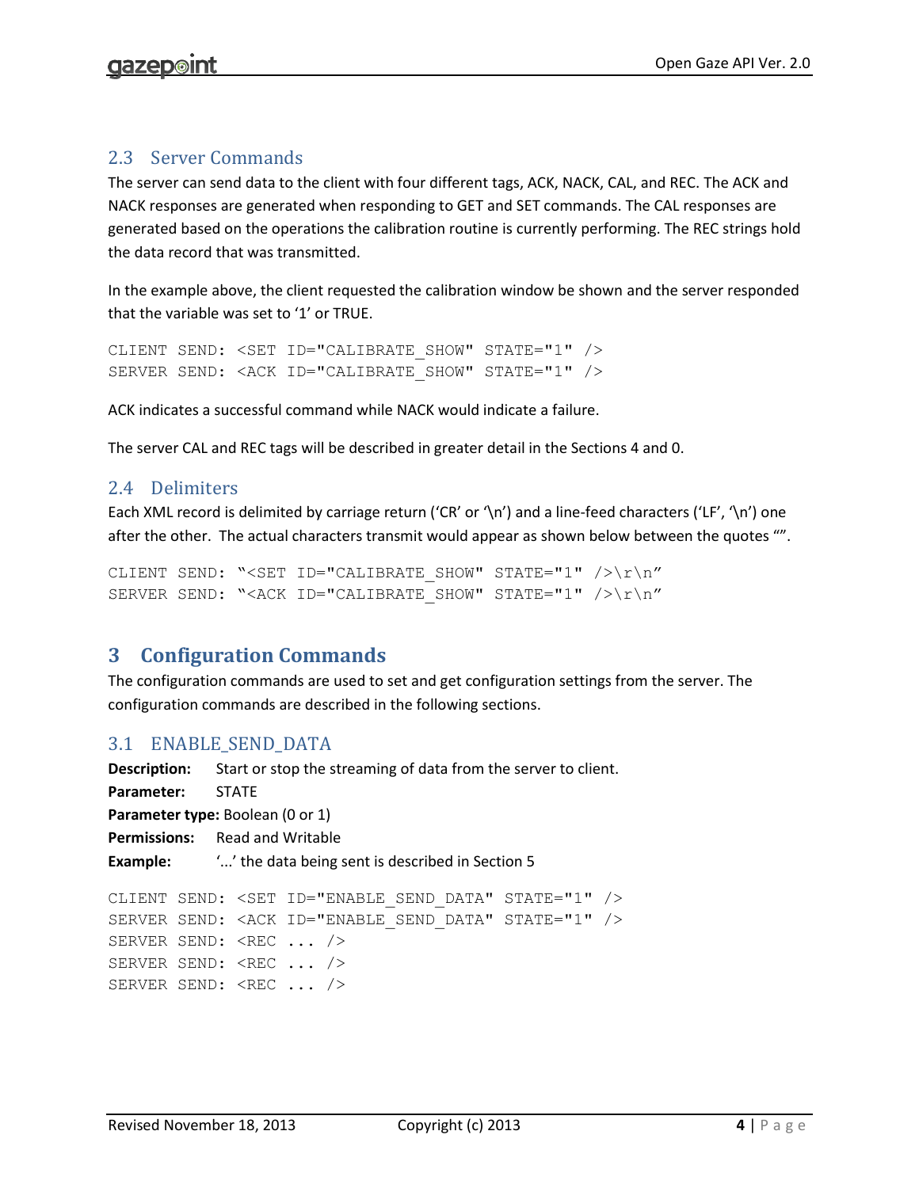## 2.3 Server Commands

The server can send data to the client with four different tags, ACK, NACK, CAL, and REC. The ACK and NACK responses are generated when responding to GET and SET commands. The CAL responses are generated based on the operations the calibration routine is currently performing. The REC strings hold the data record that was transmitted.

In the example above, the client requested the calibration window be shown and the server responded that the variable was set to '1' or TRUE.

```
CLIENT SEND: <SET ID="CALIBRATE_SHOW" STATE="1" />
SERVER SEND: <ACK ID="CALIBRATE_SHOW" STATE="1" />
```

ACK indicates a successful command while NACK would indicate a failure.

The server CAL and REC tags will be described in greater detail in the Sections 4 and 0.

## 2.4 Delimiters

Each XML record is delimited by carriage return ('CR' or '\n') and a line-feed characters ('LF', '\n') one after the other. The actual characters transmit would appear as shown below between the quotes "".

```
CLIENT SEND: "<SET ID="CALIBRATE_SHOW" STATE="1" />\r\n"
SERVER SEND: "<ACK ID="CALIBRATE_SHOW" STATE="1" />\r\n"
```

# 3 Configuration Commands

The configuration commands are used to set and get configuration settings from the server. The configuration commands are described in the following sections.

## 3.1 ENABLE_SEND_DATA

**Description:** Start or stop the streaming of data from the server to client.

**Parameter:** STATE

**Parameter type:** Boolean (0 or 1)

**Permissions:** Read and Writable

**Example:** '...' the data being sent is described in Section 5

```
CLIENT SEND: <SET ID="ENABLE_SEND_DATA" STATE="1" />
SERVER SEND: <ACK ID="ENABLE_SEND_DATA" STATE="1" />
SERVER SEND: <REC ... />
SERVER SEND: <REC ... />
SERVER SEND: <REC ... />
```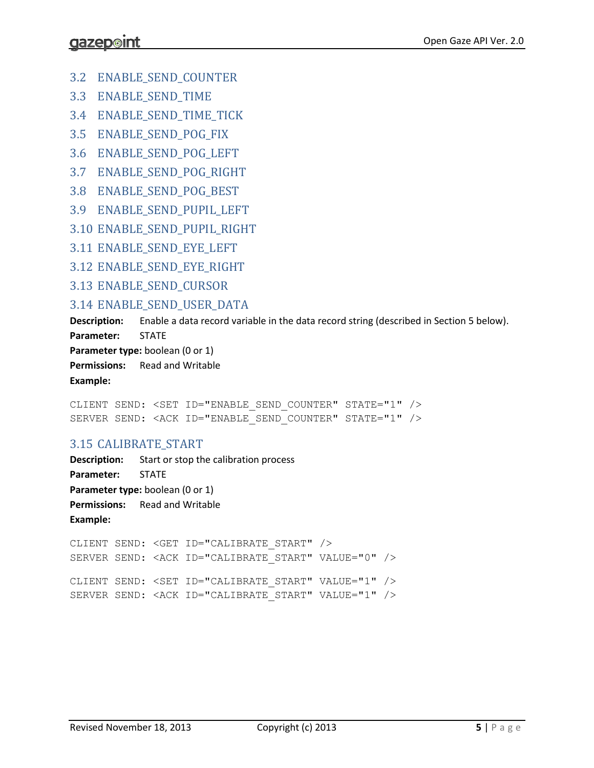### 3.2 ENABLE_SEND_COUNTER

### 3.3 ENABLE_SEND_TIME

### 3.4 ENABLE_SEND_TIME_TICK

### 3.5 ENABLE_SEND_POG_FIX

### 3.6 ENABLE_SEND_POG_LEFT

### 3.7 ENABLE_SEND_POG_RIGHT

### 3.8 ENABLE_SEND_POG_BEST

### 3.9 ENABLE_SEND_PUPIL_LEFT

### 3.10 ENABLE_SEND_PUPIL_RIGHT

### 3.11 ENABLE_SEND_EYE_LEFT

### 3.12 ENABLE_SEND_EYE_RIGHT

### 3.13 ENABLE_SEND_CURSOR

### 3.14 ENABLE_SEND_USER_DATA

**Description:** Enable a data record variable in the data record string (described in Section 5 below).

**Parameter:** STATE

**Parameter type:** boolean (0 or 1)

**Permissions:** Read and Writable

**Example:**

```
CLIENT SEND: <SET ID="ENABLE_SEND_COUNTER" STATE="1" />
SERVER SEND: <ACK ID="ENABLE_SEND_COUNTER" STATE="1" />
```

### 3.15 CALIBRATE_START

**Description:** Start or stop the calibration process

**Parameter:** STATE

**Parameter type:** boolean (0 or 1)

**Permissions:** Read and Writable

**Example:**

```
CLIENT SEND: <GET ID="CALIBRATE_START" />
SERVER SEND: <ACK ID="CALIBRATE_START" VALUE="0" />

CLIENT SEND: <SET ID="CALIBRATE_START" VALUE="1" />
SERVER SEND: <ACK ID="CALIBRATE_START" VALUE="1" />
```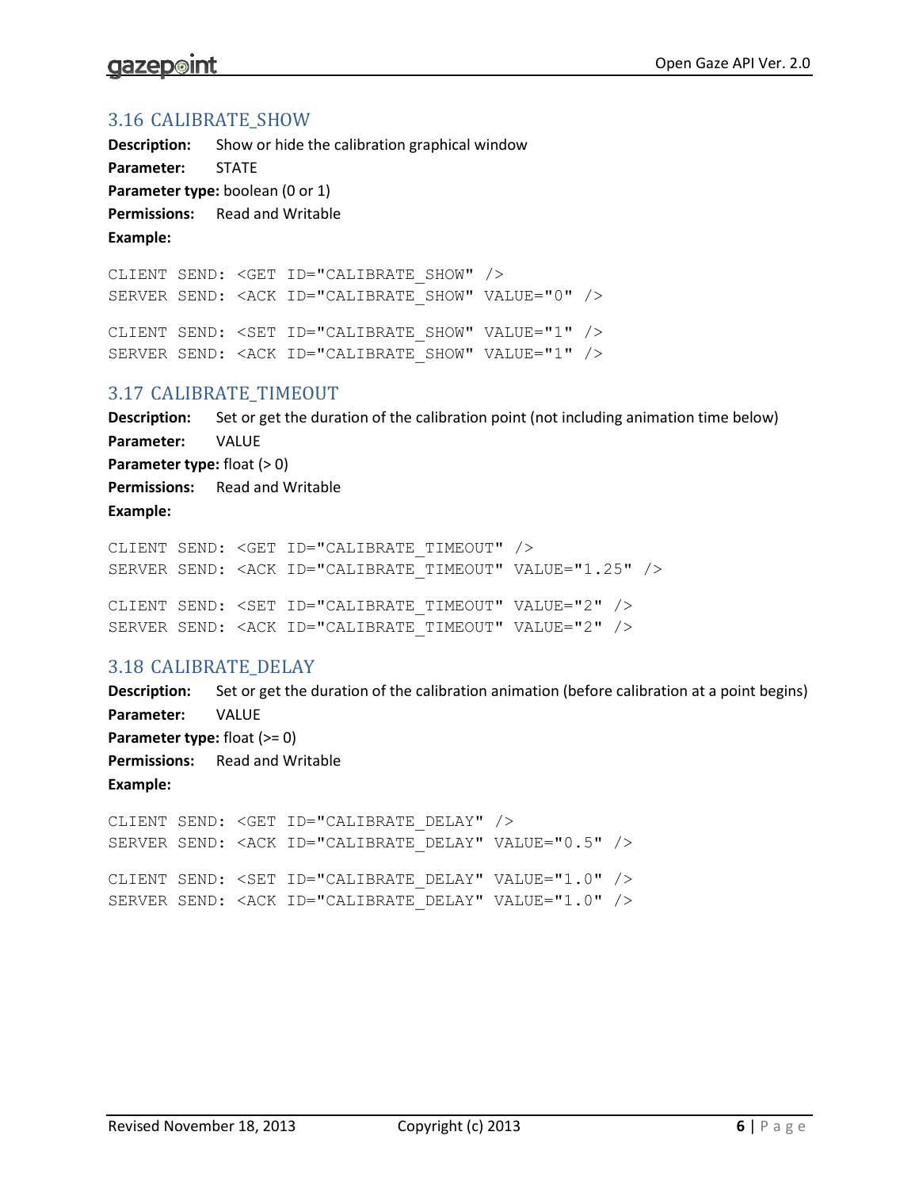## 3.16 CALIBRATE_SHOW

**Description:** Show or hide the calibration graphical window

**Parameter:** STATE

**Parameter type:** boolean (0 or 1)

**Permissions:** Read and Writable

**Example:**

```
CLIENT SEND: <GET ID="CALIBRATE_SHOW" />
SERVER SEND: <ACK ID="CALIBRATE_SHOW" VALUE="0" />

CLIENT SEND: <SET ID="CALIBRATE_SHOW" VALUE="1" />
SERVER SEND: <ACK ID="CALIBRATE_SHOW" VALUE="1" />
```

## 3.17 CALIBRATE_TIMEOUT

**Description:** Set or get the duration of the calibration point (not including animation time below)

**Parameter:** VALUE

**Parameter type:** float (> 0)

**Permissions:** Read and Writable

**Example:**

```
CLIENT SEND: <GET ID="CALIBRATE_TIMEOUT" />
SERVER SEND: <ACK ID="CALIBRATE_TIMEOUT" VALUE="1.25" />

CLIENT SEND: <SET ID="CALIBRATE_TIMEOUT" VALUE="2" />
SERVER SEND: <ACK ID="CALIBRATE_TIMEOUT" VALUE="2" />
```

## 3.18 CALIBRATE_DELAY

**Description:** Set or get the duration of the calibration animation (before calibration at a point begins)

**Parameter:** VALUE

**Parameter type:** float (>= 0)

**Permissions:** Read and Writable

**Example:**

```
CLIENT SEND: <GET ID="CALIBRATE_DELAY" />
SERVER SEND: <ACK ID="CALIBRATE_DELAY" VALUE="0.5" />

CLIENT SEND: <SET ID="CALIBRATE_DELAY" VALUE="1.0" />
SERVER SEND: <ACK ID="CALIBRATE_DELAY" VALUE="1.0" />
```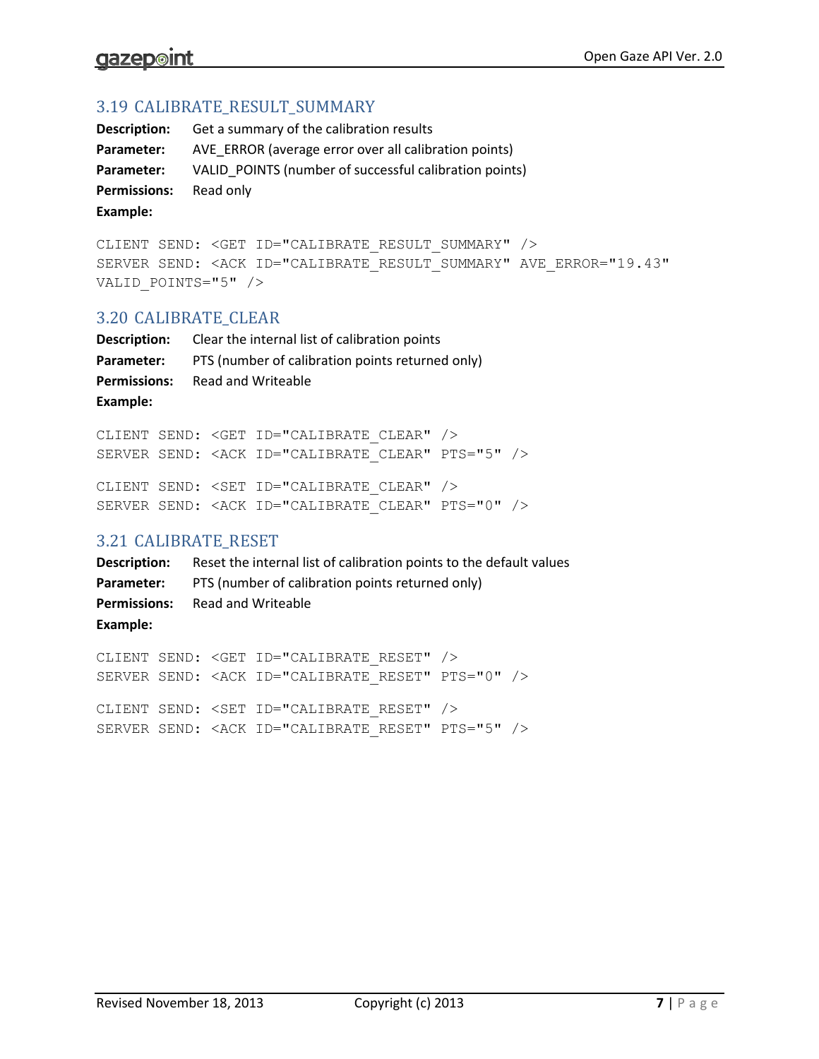### 3.19 CALIBRATE_RESULT_SUMMARY

**Description:** Get a summary of the calibration results

**Parameter:** AVE_ERROR (average error over all calibration points)

**Parameter:** VALID_POINTS (number of successful calibration points)

**Permissions:** Read only

**Example:**

```
CLIENT SEND: <GET ID="CALIBRATE_RESULT_SUMMARY" />
SERVER SEND: <ACK ID="CALIBRATE_RESULT_SUMMARY" AVE_ERROR="19.43"
VALID_POINTS="5" />
```

### 3.20 CALIBRATE_CLEAR

**Description:** Clear the internal list of calibration points

**Parameter:** PTS (number of calibration points returned only)

**Permissions:** Read and Writeable

**Example:**

```
CLIENT SEND: <GET ID="CALIBRATE_CLEAR" />
SERVER SEND: <ACK ID="CALIBRATE_CLEAR" PTS="5" />

CLIENT SEND: <SET ID="CALIBRATE_CLEAR" />
SERVER SEND: <ACK ID="CALIBRATE_CLEAR" PTS="0" />
```

### 3.21 CALIBRATE_RESET

**Description:** Reset the internal list of calibration points to the default values

**Parameter:** PTS (number of calibration points returned only)

**Permissions:** Read and Writeable

**Example:**

```
CLIENT SEND: <GET ID="CALIBRATE_RESET" />
SERVER SEND: <ACK ID="CALIBRATE_RESET" PTS="0" />

CLIENT SEND: <SET ID="CALIBRATE_RESET" />
SERVER SEND: <ACK ID="CALIBRATE_RESET" PTS="5" />
```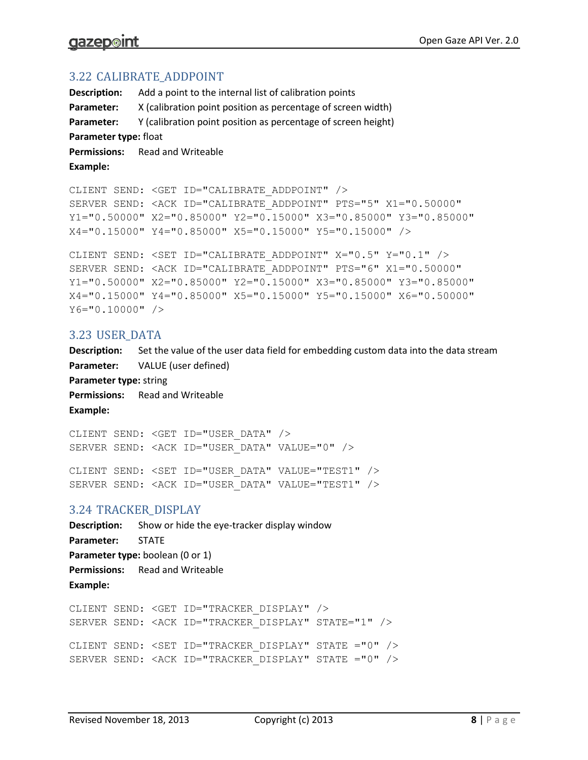### 3.22 CALIBRATE_ADDPOINT

**Description:** Add a point to the internal list of calibration points

**Parameter:** X (calibration point position as percentage of screen width)

**Parameter:** Y (calibration point position as percentage of screen height)

**Parameter type:** float

**Permissions:** Read and Writeable

**Example:**

```
CLIENT SEND: <GET ID="CALIBRATE_ADDPOINT" />
SERVER SEND: <ACK ID="CALIBRATE_ADDPOINT" PTS="5" X1="0.50000"
Y1="0.50000" X2="0.85000" Y2="0.15000" X3="0.85000" Y3="0.85000"
X4="0.15000" Y4="0.85000" X5="0.15000" Y5="0.15000" />
```

```
CLIENT SEND: <SET ID="CALIBRATE_ADDPOINT" X="0.5" Y="0.1" />
SERVER SEND: <ACK ID="CALIBRATE_ADDPOINT" PTS="6" X1="0.50000"
Y1="0.50000" X2="0.85000" Y2="0.15000" X3="0.85000" Y3="0.85000"
X4="0.15000" Y4="0.85000" X5="0.15000" Y5="0.15000" X6="0.50000"
Y6="0.10000" />
```

### 3.23 USER_DATA

**Description:** Set the value of the user data field for embedding custom data into the data stream

**Parameter:** VALUE (user defined)

**Parameter type:** string

**Permissions:** Read and Writeable

**Example:**

```
CLIENT SEND: <GET ID="USER_DATA" />
SERVER SEND: <ACK ID="USER_DATA" VALUE="0" />
```

```
CLIENT SEND: <SET ID="USER_DATA" VALUE="TEST1" />
SERVER SEND: <ACK ID="USER_DATA" VALUE="TEST1" />
```

### 3.24 TRACKER_DISPLAY

**Description:** Show or hide the eye-tracker display window

**Parameter:** STATE

**Parameter type:** boolean (0 or 1)

**Permissions:** Read and Writeable

**Example:**

```
CLIENT SEND: <GET ID="TRACKER_DISPLAY" />
SERVER SEND: <ACK ID="TRACKER_DISPLAY" STATE="1" />
```

```
CLIENT SEND: <SET ID="TRACKER_DISPLAY" STATE ="0" />
SERVER SEND: <ACK ID="TRACKER_DISPLAY" STATE ="0" />
```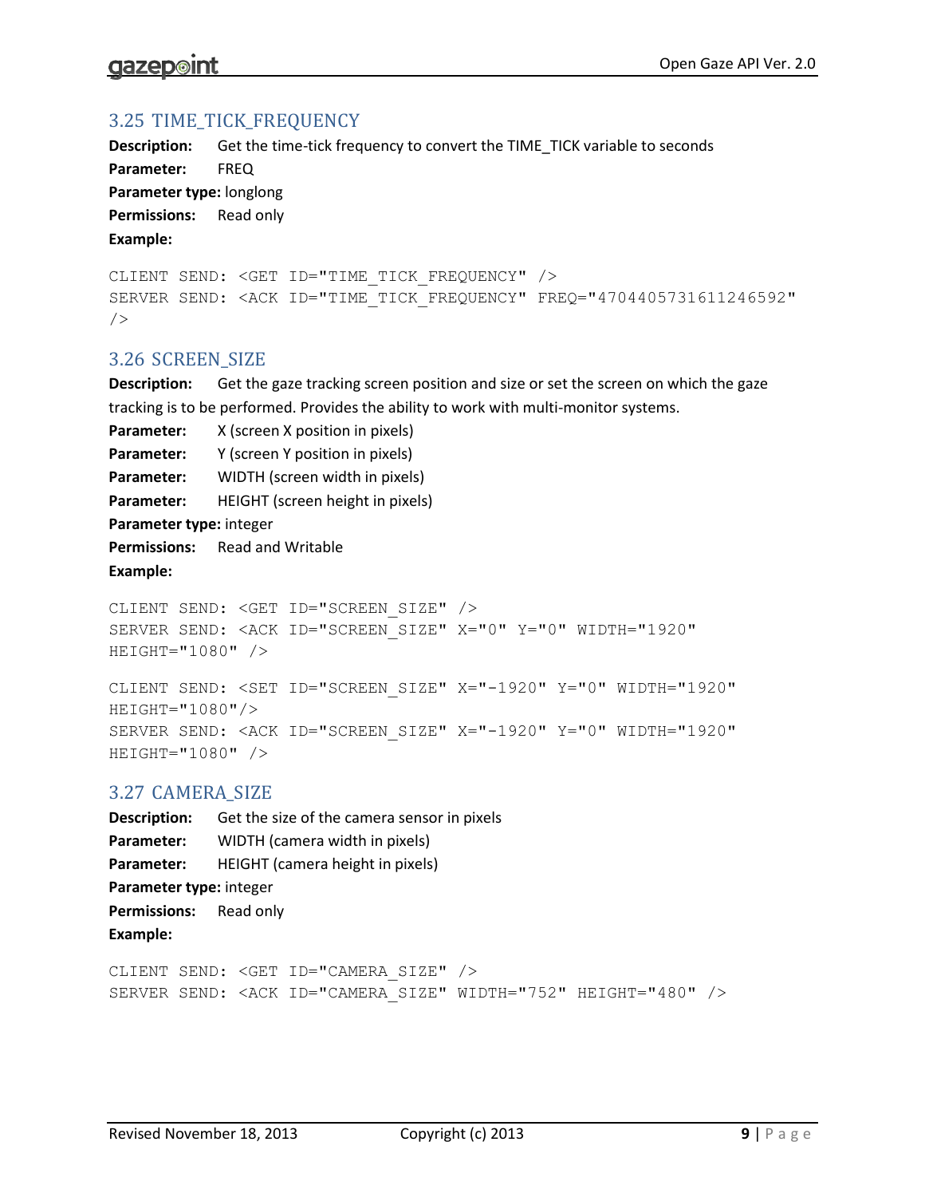### 3.25 TIME_TICK_FREQUENCY

**Description:** Get the time-tick frequency to convert the TIME_TICK variable to seconds

**Parameter:** FREQ

**Parameter type:** longlong

**Permissions:** Read only

**Example:**

```
CLIENT SEND: <GET ID="TIME_TICK_FREQUENCY" />
SERVER SEND: <ACK ID="TIME_TICK_FREQUENCY" FREQ="4704405731611246592"
/>
```

### 3.26 SCREEN_SIZE

**Description:** Get the gaze tracking screen position and size or set the screen on which the gaze tracking is to be performed. Provides the ability to work with multi-monitor systems.

**Parameter:** X (screen X position in pixels)

**Parameter:** Y (screen Y position in pixels)

**Parameter:** WIDTH (screen width in pixels)

**Parameter:** HEIGHT (screen height in pixels)

**Parameter type:** integer

**Permissions:** Read and Writable

**Example:**

```
CLIENT SEND: <GET ID="SCREEN_SIZE" />
SERVER SEND: <ACK ID="SCREEN_SIZE" X="0" Y="0" WIDTH="1920"
HEIGHT="1080" />
```

```
CLIENT SEND: <SET ID="SCREEN_SIZE" X="-1920" Y="0" WIDTH="1920"
HEIGHT="1080"/>
SERVER SEND: <ACK ID="SCREEN_SIZE" X="-1920" Y="0" WIDTH="1920"
HEIGHT="1080" />
```

### 3.27 CAMERA_SIZE

**Description:** Get the size of the camera sensor in pixels

**Parameter:** WIDTH (camera width in pixels)

**Parameter:** HEIGHT (camera height in pixels)

**Parameter type:** integer

**Permissions:** Read only

**Example:**

```
CLIENT SEND: <GET ID="CAMERA_SIZE" />
SERVER SEND: <ACK ID="CAMERA_SIZE" WIDTH="752" HEIGHT="480" />
```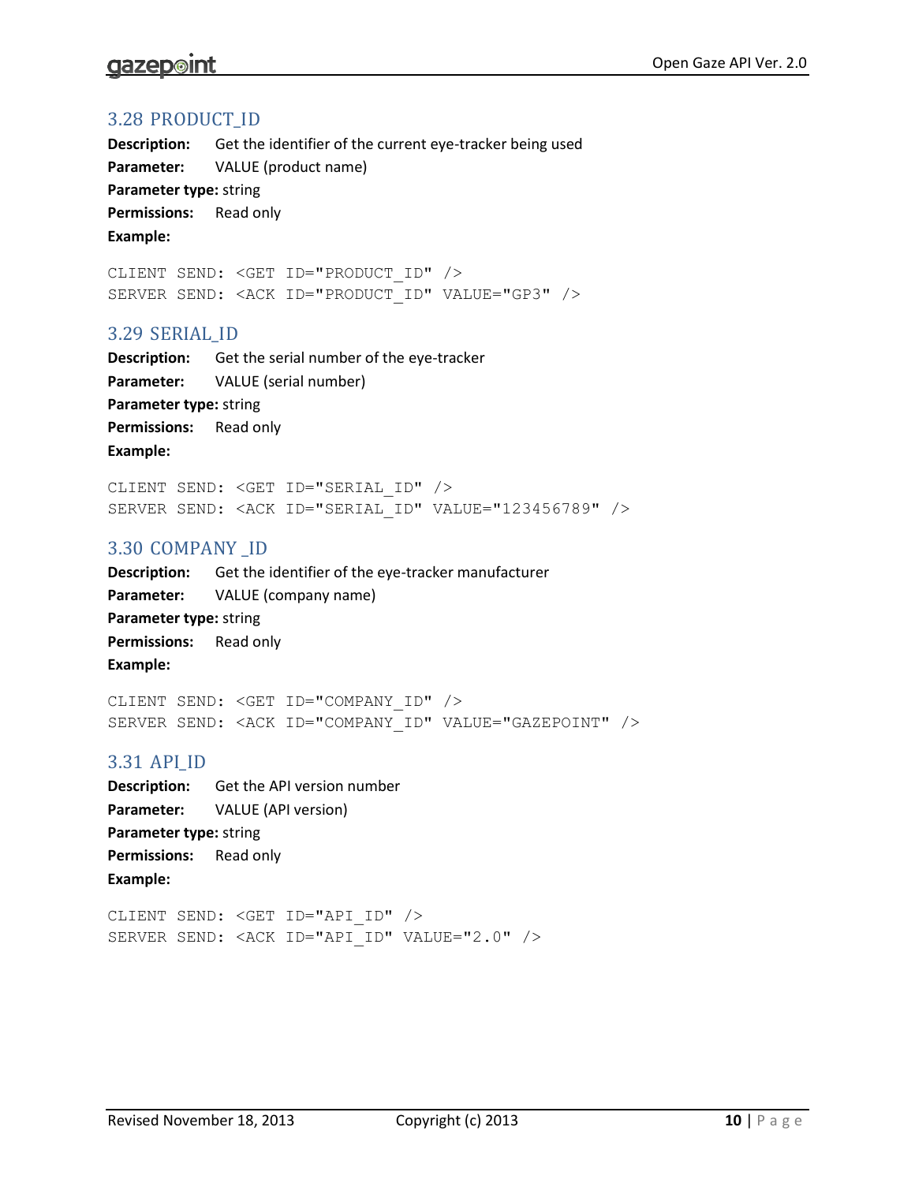## 3.28 PRODUCT_ID

**Description:** Get the identifier of the current eye-tracker being used

**Parameter:** VALUE (product name)

**Parameter type:** string

**Permissions:** Read only

**Example:**

```
CLIENT SEND: <GET ID="PRODUCT_ID" />
SERVER SEND: <ACK ID="PRODUCT_ID" VALUE="GP3" />
```

## 3.29 SERIAL_ID

**Description:** Get the serial number of the eye-tracker

**Parameter:** VALUE (serial number)

**Parameter type:** string

**Permissions:** Read only

**Example:**

```
CLIENT SEND: <GET ID="SERIAL_ID" />
SERVER SEND: <ACK ID="SERIAL_ID" VALUE="123456789" />
```

## 3.30 COMPANY _ID

**Description:** Get the identifier of the eye-tracker manufacturer

**Parameter:** VALUE (company name)

**Parameter type:** string

**Permissions:** Read only

**Example:**

```
CLIENT SEND: <GET ID="COMPANY_ID" />
SERVER SEND: <ACK ID="COMPANY_ID" VALUE="GAZEPOINT" />
```

## 3.31 API_ID

**Description:** Get the API version number

**Parameter:** VALUE (API version)

**Parameter type:** string

**Permissions:** Read only

**Example:**

```
CLIENT SEND: <GET ID="API_ID" />
SERVER SEND: <ACK ID="API_ID" VALUE="2.0" />
```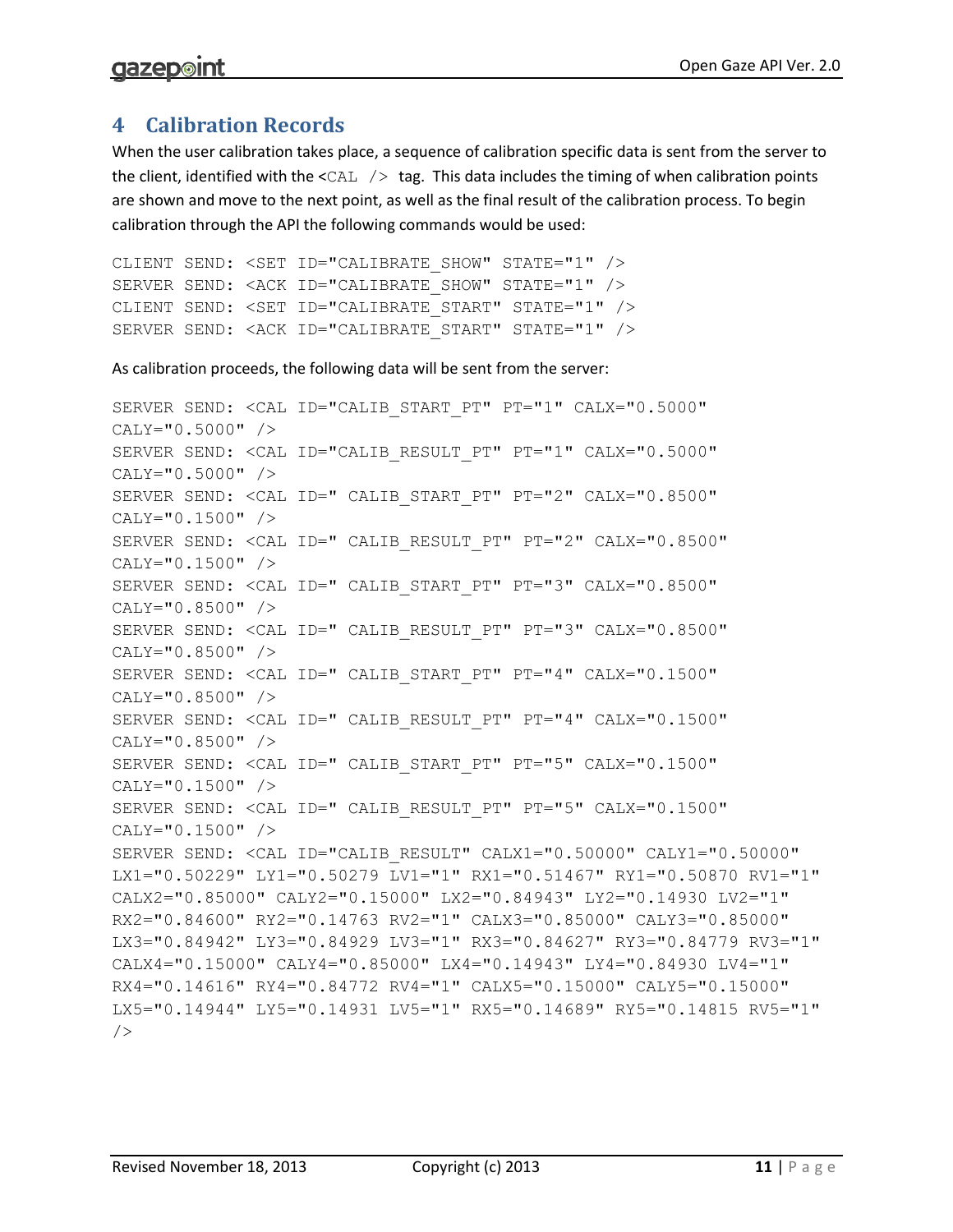# 4 Calibration Records

When the user calibration takes place, a sequence of calibration specific data is sent from the server to the client, identified with the `<CAL />` tag. This data includes the timing of when calibration points are shown and move to the next point, as well as the final result of the calibration process. To begin calibration through the API the following commands would be used:

```
CLIENT SEND: <SET ID="CALIBRATE_SHOW" STATE="1" />
SERVER SEND: <ACK ID="CALIBRATE_SHOW" STATE="1" />
CLIENT SEND: <SET ID="CALIBRATE_START" STATE="1" />
SERVER SEND: <ACK ID="CALIBRATE_START" STATE="1" />
```

As calibration proceeds, the following data will be sent from the server:

```
SERVER SEND: <CAL ID="CALIB_START_PT" PT="1" CALX="0.5000"
CALY="0.5000" />
SERVER SEND: <CAL ID="CALIB_RESULT_PT" PT="1" CALX="0.5000"
CALY="0.5000" />
SERVER SEND: <CAL ID=" CALIB_START_PT" PT="2" CALX="0.8500"
CALY="0.1500" />
SERVER SEND: <CAL ID=" CALIB_RESULT_PT" PT="2" CALX="0.8500"
CALY="0.1500" />
SERVER SEND: <CAL ID=" CALIB_START_PT" PT="3" CALX="0.8500"
CALY="0.8500" />
SERVER SEND: <CAL ID=" CALIB_RESULT_PT" PT="3" CALX="0.8500"
CALY="0.8500" />
SERVER SEND: <CAL ID=" CALIB_START_PT" PT="4" CALX="0.1500"
CALY="0.8500" />
SERVER SEND: <CAL ID=" CALIB_RESULT_PT" PT="4" CALX="0.1500"
CALY="0.8500" />
SERVER SEND: <CAL ID=" CALIB_START_PT" PT="5" CALX="0.1500"
CALY="0.1500" />
SERVER SEND: <CAL ID=" CALIB_RESULT_PT" PT="5" CALX="0.1500"
CALY="0.1500" />
SERVER SEND: <CAL ID="CALIB_RESULT" CALX1="0.50000" CALY1="0.50000"
LX1="0.50229" LY1="0.50279 LV1="1" RX1="0.51467" RY1="0.50870 RV1="1"
CALX2="0.85000" CALY2="0.15000" LX2="0.84943" LY2="0.14930 LV2="1"
RX2="0.84600" RY2="0.14763 RV2="1" CALX3="0.85000" CALY3="0.85000"
LX3="0.84942" LY3="0.84929 LV3="1" RX3="0.84627" RY3="0.84779 RV3="1"
CALX4="0.15000" CALY4="0.85000" LX4="0.14943" LY4="0.84930 LV4="1"
RX4="0.14616" RY4="0.84772 RV4="1" CALX5="0.15000" CALY5="0.15000"
LX5="0.14944" LY5="0.14931 LV5="1" RX5="0.14689" RY5="0.14815 RV5="1"
/>
```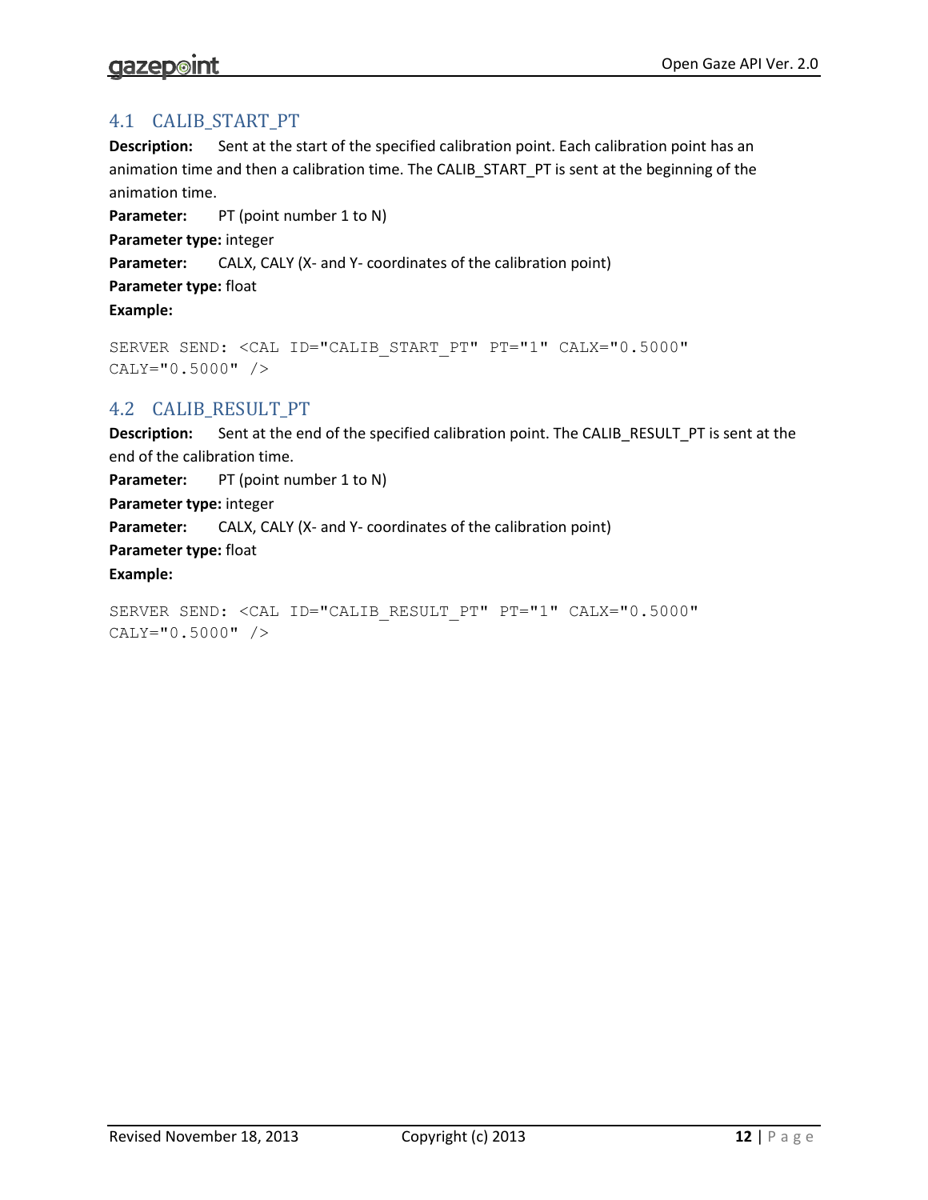## 4.1 CALIB_START_PT

**Description:** Sent at the start of the specified calibration point. Each calibration point has an animation time and then a calibration time. The CALIB_START_PT is sent at the beginning of the animation time.

**Parameter:** PT (point number 1 to N)

**Parameter type:** integer

**Parameter:** CALX, CALY (X- and Y- coordinates of the calibration point)

**Parameter type:** float

**Example:**

```
SERVER SEND: <CAL ID="CALIB_START_PT" PT="1" CALX="0.5000"
CALY="0.5000" />
```

## 4.2 CALIB_RESULT_PT

**Description:** Sent at the end of the specified calibration point. The CALIB_RESULT_PT is sent at the end of the calibration time.

**Parameter:** PT (point number 1 to N)

**Parameter type:** integer

**Parameter:** CALX, CALY (X- and Y- coordinates of the calibration point)

**Parameter type:** float

**Example:**

```
SERVER SEND: <CAL ID="CALIB_RESULT_PT" PT="1" CALX="0.5000"
CALY="0.5000" />
```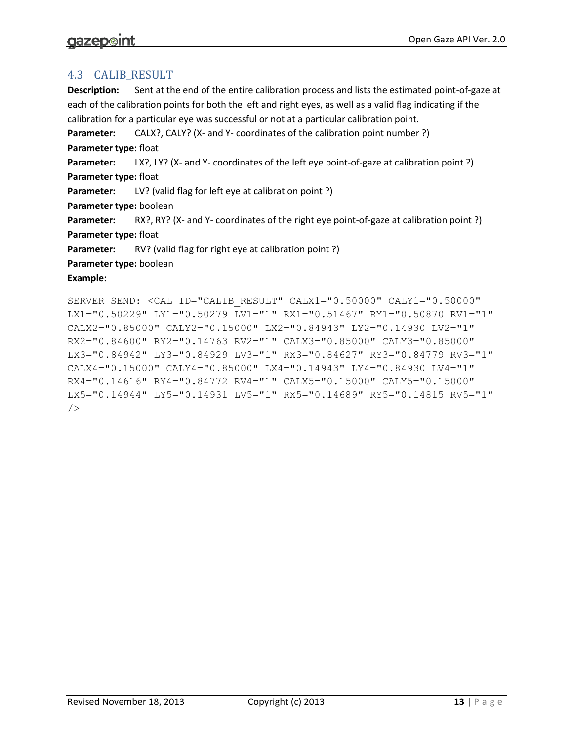## 4.3 CALIB_RESULT

**Description:** Sent at the end of the entire calibration process and lists the estimated point-of-gaze at each of the calibration points for both the left and right eyes, as well as a valid flag indicating if the calibration for a particular eye was successful or not at a particular calibration point.

**Parameter:** CALX?, CALY? (X- and Y- coordinates of the calibration point number ?)

**Parameter type:** float

**Parameter:** LX?, LY? (X- and Y- coordinates of the left eye point-of-gaze at calibration point ?)

**Parameter type:** float

**Parameter:** LV? (valid flag for left eye at calibration point ?)

**Parameter type:** boolean

**Parameter:** RX?, RY? (X- and Y- coordinates of the right eye point-of-gaze at calibration point ?)

**Parameter type:** float

**Parameter:** RV? (valid flag for right eye at calibration point ?)

**Parameter type:** boolean

**Example:**

```
SERVER SEND: <CAL ID="CALIB_RESULT" CALX1="0.50000" CALY1="0.50000"
LX1="0.50229" LY1="0.50279 LV1="1" RX1="0.51467" RY1="0.50870 RV1="1"
CALX2="0.85000" CALY2="0.15000" LX2="0.84943" LY2="0.14930 LV2="1"
RX2="0.84600" RY2="0.14763 RV2="1" CALX3="0.85000" CALY3="0.85000"
LX3="0.84942" LY3="0.84929 LV3="1" RX3="0.84627" RY3="0.84779 RV3="1"
CALX4="0.15000" CALY4="0.85000" LX4="0.14943" LY4="0.84930 LV4="1"
RX4="0.14616" RY4="0.84772 RV4="1" CALX5="0.15000" CALY5="0.15000"
LX5="0.14944" LY5="0.14931 LV5="1" RX5="0.14689" RY5="0.14815 RV5="1"
/>
```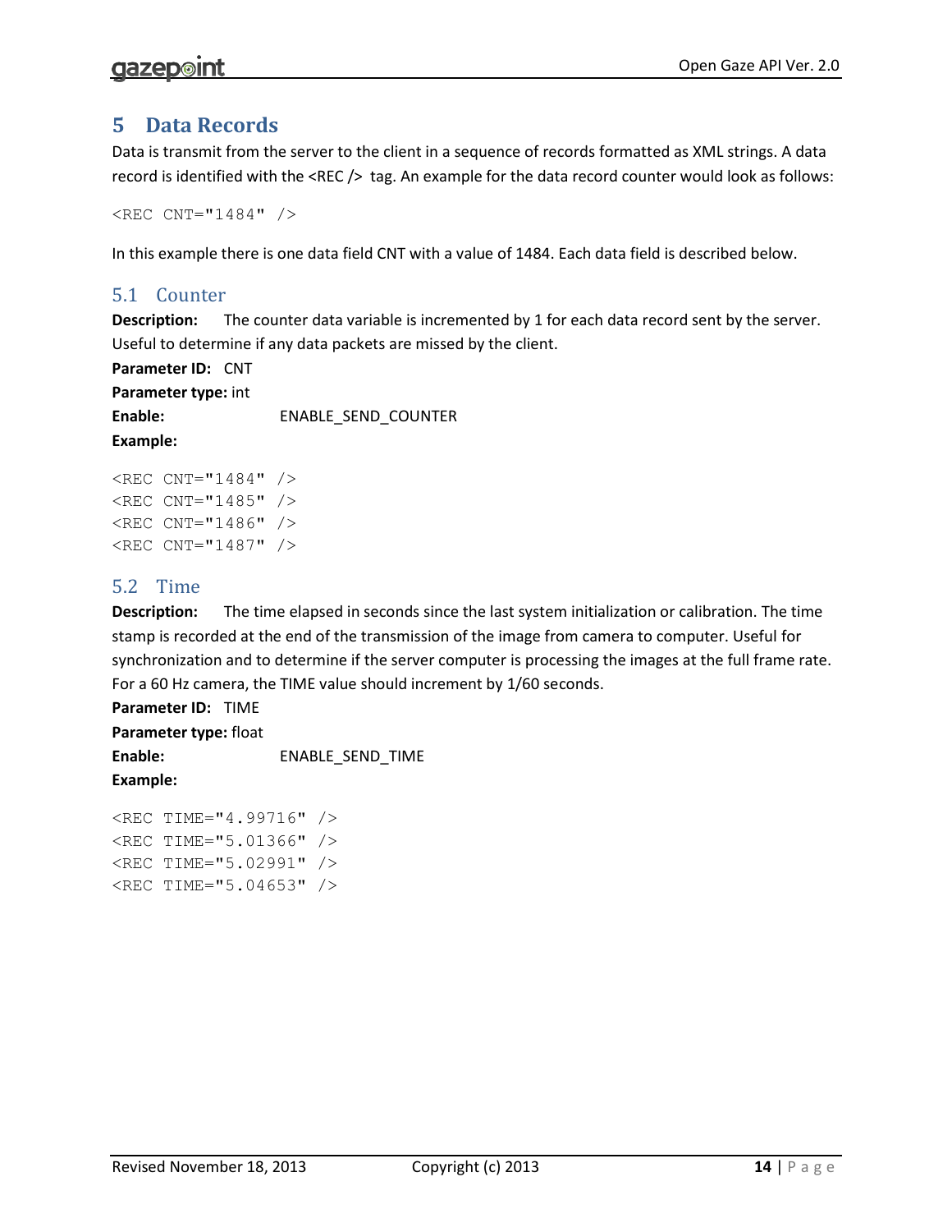# 5 Data Records

Data is transmit from the server to the client in a sequence of records formatted as XML strings. A data record is identified with the <REC /> tag. An example for the data record counter would look as follows:

```
<REC CNT="1484" />
```

In this example there is one data field CNT with a value of 1484. Each data field is described below.

## 5.1 Counter

**Description:** The counter data variable is incremented by 1 for each data record sent by the server. Useful to determine if any data packets are missed by the client.

**Parameter ID:** CNT

**Parameter type:** int

**Enable:** ENABLE_SEND_COUNTER

**Example:**

```
<REC CNT="1484" />
<REC CNT="1485" />
<REC CNT="1486" />
<REC CNT="1487" />
```

## 5.2 Time

**Description:** The time elapsed in seconds since the last system initialization or calibration. The time stamp is recorded at the end of the transmission of the image from camera to computer. Useful for synchronization and to determine if the server computer is processing the images at the full frame rate. For a 60 Hz camera, the TIME value should increment by 1/60 seconds.

**Parameter ID:** TIME

**Parameter type:** float

**Enable:** ENABLE_SEND_TIME

**Example:**

```
<REC TIME="4.99716" />
<REC TIME="5.01366" />
<REC TIME="5.02991" />
<REC TIME="5.04653" />
```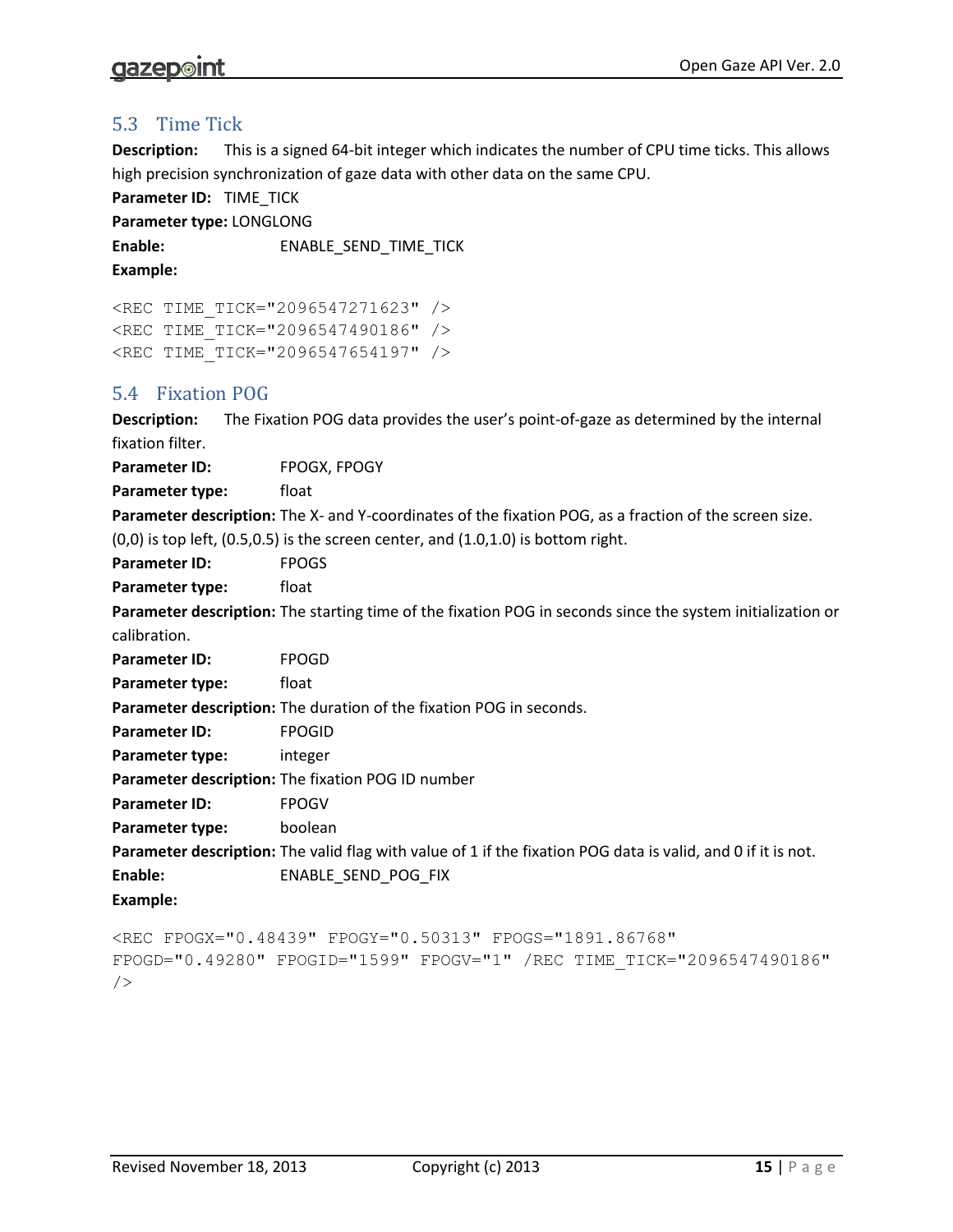## 5.3 Time Tick

**Description:** This is a signed 64-bit integer which indicates the number of CPU time ticks. This allows high precision synchronization of gaze data with other data on the same CPU.

**Parameter ID:** TIME_TICK

**Parameter type:** LONGLONG

**Enable:** ENABLE_SEND_TIME_TICK

**Example:**

```
<REC TIME_TICK="2096547271623" />
<REC TIME_TICK="2096547490186" />
<REC TIME_TICK="2096547654197" />
```

## 5.4 Fixation POG

**Description:** The Fixation POG data provides the user's point-of-gaze as determined by the internal fixation filter.

**Parameter ID:** FPOGX, FPOGY

**Parameter type:** float

**Parameter description:** The X- and Y-coordinates of the fixation POG, as a fraction of the screen size. (0,0) is top left, (0.5,0.5) is the screen center, and (1.0,1.0) is bottom right.

**Parameter ID:** FPOGS

**Parameter type:** float

**Parameter description:** The starting time of the fixation POG in seconds since the system initialization or calibration.

**Parameter ID:** FPOGD

**Parameter type:** float

**Parameter description:** The duration of the fixation POG in seconds.

**Parameter ID:** FPOGID

**Parameter type:** integer

**Parameter description:** The fixation POG ID number

**Parameter ID:** FPOGV

**Parameter type:** boolean

**Parameter description:** The valid flag with value of 1 if the fixation POG data is valid, and 0 if it is not.

**Enable:** ENABLE_SEND_POG_FIX

**Example:**

```
<REC FPOGX="0.48439" FPOGY="0.50313" FPOGS="1891.86768"
FPOGD="0.49280" FPOGID="1599" FPOGV="1" /REC TIME_TICK="2096547490186"
/>
```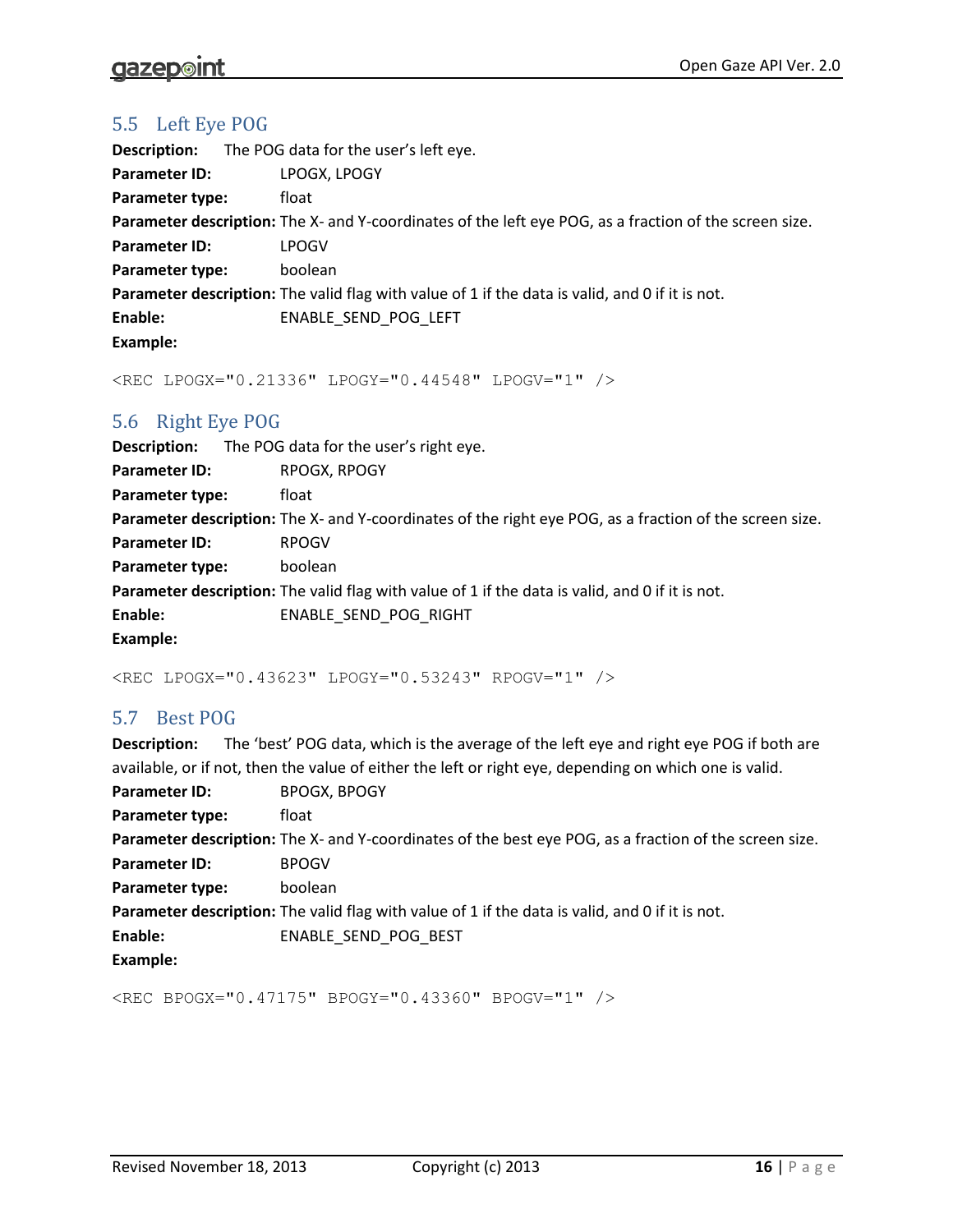## 5.5 Left Eye POG

**Description:** The POG data for the user's left eye.

**Parameter ID:** LPOGX, LPOGY

**Parameter type:** float

**Parameter description:** The X- and Y-coordinates of the left eye POG, as a fraction of the screen size.

**Parameter ID:** LPOGV

**Parameter type:** boolean

**Parameter description:** The valid flag with value of 1 if the data is valid, and 0 if it is not.

**Enable:** ENABLE_SEND_POG_LEFT

**Example:**

```
<REC LPOGX="0.21336" LPOGY="0.44548" LPOGV="1" />
```

## 5.6 Right Eye POG

**Description:** The POG data for the user's right eye.

**Parameter ID:** RPOGX, RPOGY

**Parameter type:** float

**Parameter description:** The X- and Y-coordinates of the right eye POG, as a fraction of the screen size.

**Parameter ID:** RPOGV

**Parameter type:** boolean

**Parameter description:** The valid flag with value of 1 if the data is valid, and 0 if it is not.

**Enable:** ENABLE_SEND_POG_RIGHT

**Example:**

```
<REC LPOGX="0.43623" LPOGY="0.53243" RPOGV="1" />
```

## 5.7 Best POG

**Description:** The 'best' POG data, which is the average of the left eye and right eye POG if both are available, or if not, then the value of either the left or right eye, depending on which one is valid.

**Parameter ID:** BPOGX, BPOGY

**Parameter type:** float

**Parameter description:** The X- and Y-coordinates of the best eye POG, as a fraction of the screen size.

**Parameter ID:** BPOGV

**Parameter type:** boolean

**Parameter description:** The valid flag with value of 1 if the data is valid, and 0 if it is not.

**Enable:** ENABLE_SEND_POG_BEST

**Example:**

```
<REC BPOGX="0.47175" BPOGY="0.43360" BPOGV="1" />
```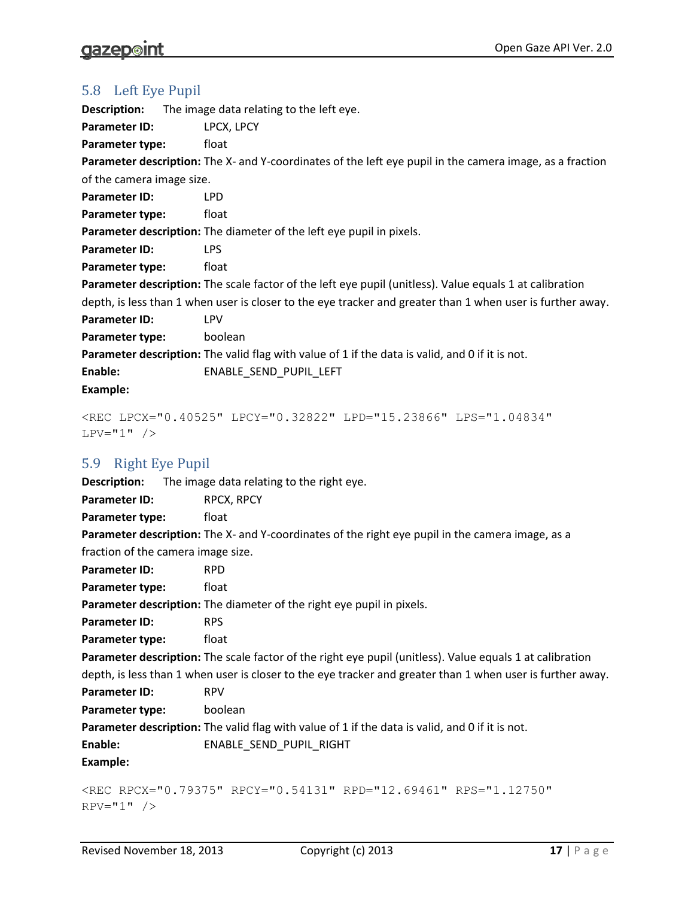## 5.8 Left Eye Pupil

**Description:** The image data relating to the left eye.

**Parameter ID:** LPCX, LPCY

**Parameter type:** float

**Parameter description:** The X- and Y-coordinates of the left eye pupil in the camera image, as a fraction of the camera image size.

**Parameter ID:** LPD

**Parameter type:** float

**Parameter description:** The diameter of the left eye pupil in pixels.

**Parameter ID:** LPS

**Parameter type:** float

**Parameter description:** The scale factor of the left eye pupil (unitless). Value equals 1 at calibration depth, is less than 1 when user is closer to the eye tracker and greater than 1 when user is further away.

**Parameter ID:** LPV

**Parameter type:** boolean

**Parameter description:** The valid flag with value of 1 if the data is valid, and 0 if it is not.

**Enable:** ENABLE_SEND_PUPIL_LEFT

**Example:**

```
<REC LPCX="0.40525" LPCY="0.32822" LPD="15.23866" LPS="1.04834"
LPV="1" />
```

## 5.9 Right Eye Pupil

**Description:** The image data relating to the right eye.

**Parameter ID:** RPCX, RPCY

**Parameter type:** float

**Parameter description:** The X- and Y-coordinates of the right eye pupil in the camera image, as a fraction of the camera image size.

**Parameter ID:** RPD

**Parameter type:** float

**Parameter description:** The diameter of the right eye pupil in pixels.

**Parameter ID:** RPS

**Parameter type:** float

**Parameter description:** The scale factor of the right eye pupil (unitless). Value equals 1 at calibration depth, is less than 1 when user is closer to the eye tracker and greater than 1 when user is further away.

**Parameter ID:** RPV

**Parameter type:** boolean

**Parameter description:** The valid flag with value of 1 if the data is valid, and 0 if it is not.

**Enable:** ENABLE_SEND_PUPIL_RIGHT

**Example:**

```
<REC RPCX="0.79375" RPCY="0.54131" RPD="12.69461" RPS="1.12750"
RPV="1" />
```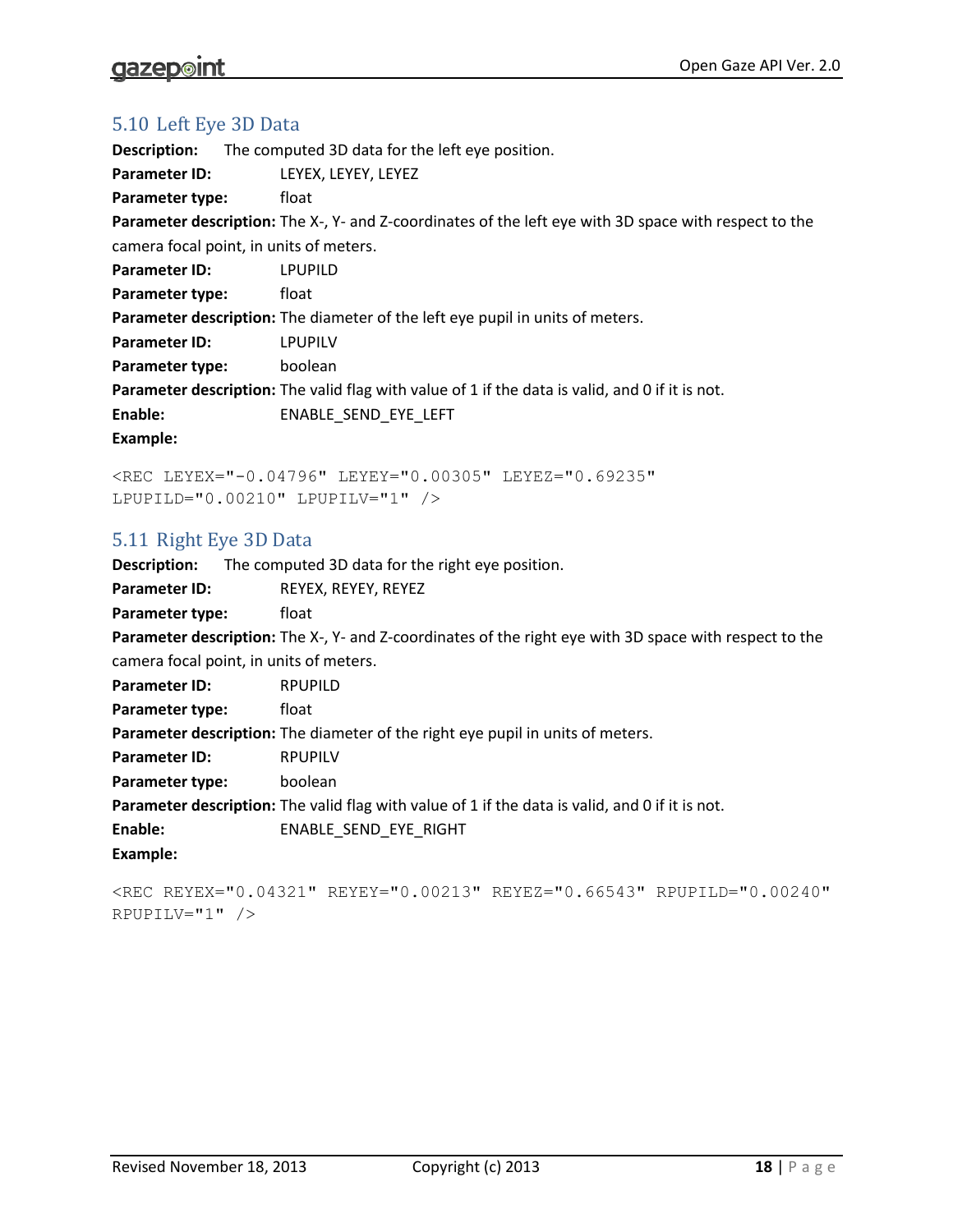## 5.10 Left Eye 3D Data

**Description:** The computed 3D data for the left eye position.

**Parameter ID:** LEYEX, LEYEY, LEYEZ

**Parameter type:** float

**Parameter description:** The X-, Y- and Z-coordinates of the left eye with 3D space with respect to the camera focal point, in units of meters.

**Parameter ID:** LPUPILD

**Parameter type:** float

**Parameter description:** The diameter of the left eye pupil in units of meters.

**Parameter ID:** LPUPILV

**Parameter type:** boolean

**Parameter description:** The valid flag with value of 1 if the data is valid, and 0 if it is not.

**Enable:** ENABLE_SEND_EYE_LEFT

**Example:**

```
<REC LEYEX="-0.04796" LEYEY="0.00305" LEYEZ="0.69235"
LPUPILD="0.00210" LPUPILV="1" />
```

## 5.11 Right Eye 3D Data

**Description:** The computed 3D data for the right eye position.

**Parameter ID:** REYEX, REYEY, REYEZ

**Parameter type:** float

**Parameter description:** The X-, Y- and Z-coordinates of the right eye with 3D space with respect to the camera focal point, in units of meters.

**Parameter ID:** RPUPILD

**Parameter type:** float

**Parameter description:** The diameter of the right eye pupil in units of meters.

**Parameter ID:** RPUPILV

**Parameter type:** boolean

**Parameter description:** The valid flag with value of 1 if the data is valid, and 0 if it is not.

**Enable:** ENABLE_SEND_EYE_RIGHT

**Example:**

```
<REC REYEX="0.04321" REYEY="0.00213" REYEZ="0.66543" RPUPILD="0.00240"
RPUPILV="1" />
```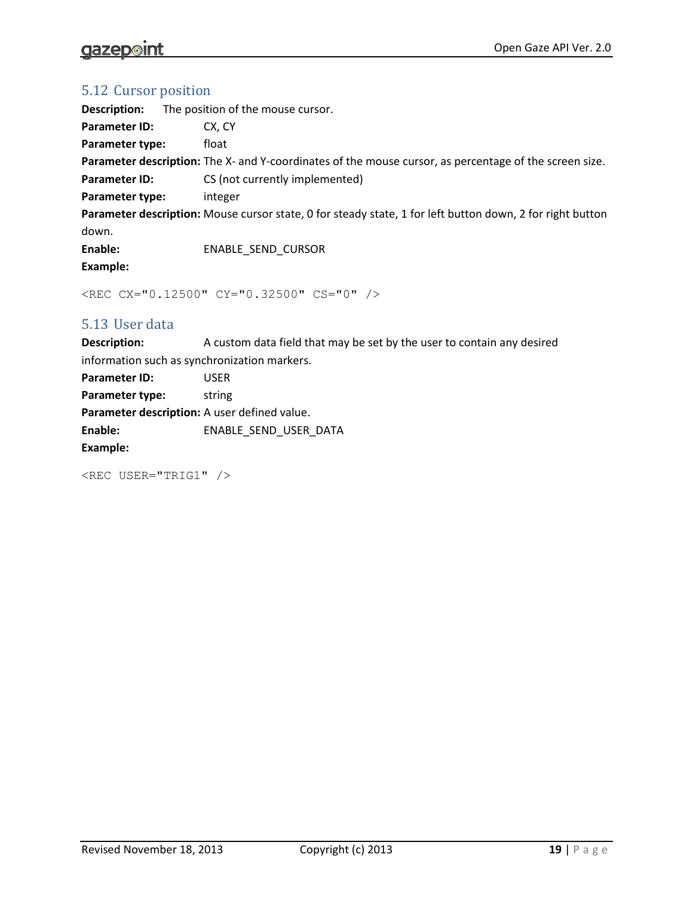## 5.12 Cursor position

**Description:** The position of the mouse cursor.

**Parameter ID:** CX, CY

**Parameter type:** float

**Parameter description:** The X- and Y-coordinates of the mouse cursor, as percentage of the screen size.

**Parameter ID:** CS (not currently implemented)

**Parameter type:** integer

**Parameter description:** Mouse cursor state, 0 for steady state, 1 for left button down, 2 for right button down.

**Enable:** ENABLE_SEND_CURSOR

**Example:**

```
<REC CX="0.12500" CY="0.32500" CS="0" />
```

## 5.13 User data

**Description:** A custom data field that may be set by the user to contain any desired information such as synchronization markers.

**Parameter ID:** USER

**Parameter type:** string

**Parameter description:** A user defined value.

**Enable:** ENABLE_SEND_USER_DATA

**Example:**

```
<REC USER="TRIG1" />
```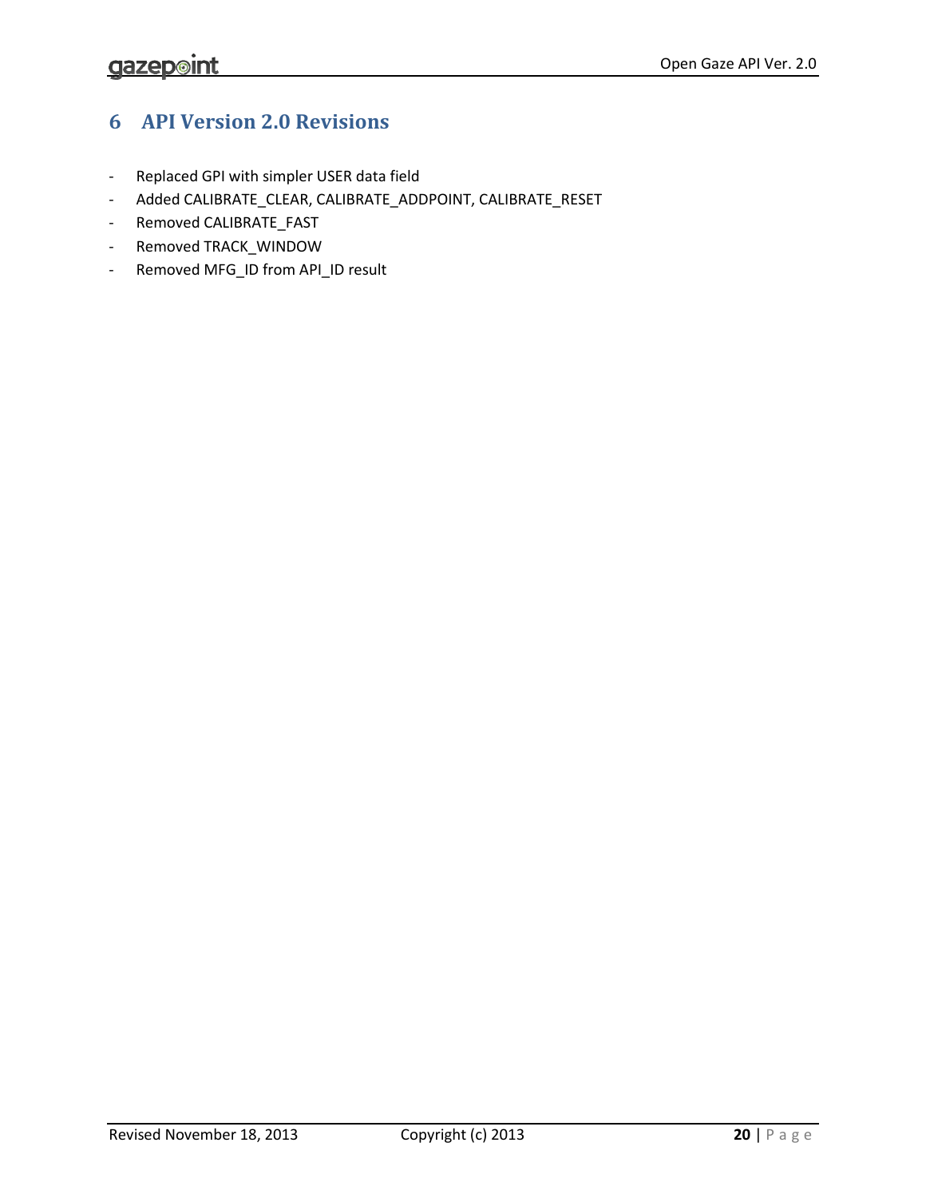# 6 API Version 2.0 Revisions

- Replaced GPI with simpler USER data field
- Added CALIBRATE_CLEAR, CALIBRATE_ADDPOINT, CALIBRATE_RESET
- Removed CALIBRATE_FAST
- Removed TRACK_WINDOW
- Removed MFG_ID from API_ID result